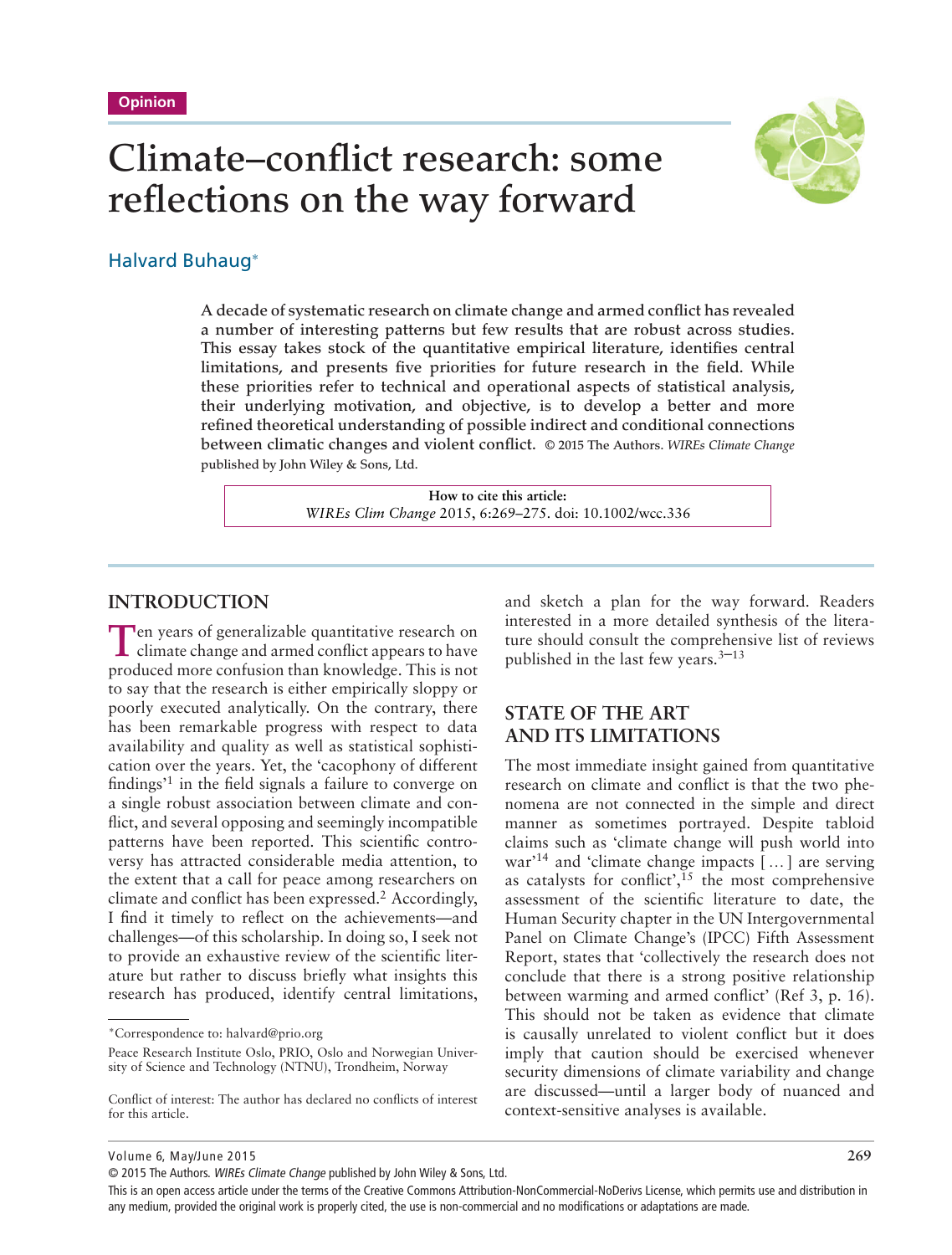Opinion

# Climate–conflict research: some reflections on the way forward

Halvard Buhaug*

**A decade of systematic research on climate change and armed conflict has revealed a number of interesting patterns but few results that are robust across studies. This essay takes stock of the quantitative empirical literature, identifies central limitations, and presents five priorities for future research in the field. While these priorities refer to technical and operational aspects of statistical analysis, their underlying motivation, and objective, is to develop a better and more refined theoretical understanding of possible indirect and conditional connections between climatic changes and violent conflict.** © 2015 The Authors. *WIREs Climate Change* published by John Wiley & Sons, Ltd.

**How to cite this article:**
*WIREs Clim Change* 2015, 6:269–275. doi: 10.1002/wcc.336

## INTRODUCTION

Ten years of generalizable quantitative research on climate change and armed conflict appears to have produced more confusion than knowledge. This is not to say that the research is either empirically sloppy or poorly executed analytically. On the contrary, there has been remarkable progress with respect to data availability and quality as well as statistical sophistication over the years. Yet, the 'cacophony of different findings'[1] in the field signals a failure to converge on a single robust association between climate and conflict, and several opposing and seemingly incompatible patterns have been reported. This scientific controversy has attracted considerable media attention, to the extent that a call for peace among researchers on climate and conflict has been expressed.[2] Accordingly, I find it timely to reflect on the achievements—and challenges—of this scholarship. In doing so, I seek not to provide an exhaustive review of the scientific literature but rather to discuss briefly what insights this research has produced, identify central limitations, and sketch a plan for the way forward. Readers interested in a more detailed synthesis of the literature should consult the comprehensive list of reviews published in the last few years.[3–13]

## STATE OF THE ART AND ITS LIMITATIONS

The most immediate insight gained from quantitative research on climate and conflict is that the two phenomena are not connected in the simple and direct manner as sometimes portrayed. Despite tabloid claims such as 'climate change will push world into war'[14] and 'climate change impacts [ … ] are serving as catalysts for conflict',[15] the most comprehensive assessment of the scientific literature to date, the Human Security chapter in the UN Intergovernmental Panel on Climate Change's (IPCC) Fifth Assessment Report, states that 'collectively the research does not conclude that there is a strong positive relationship between warming and armed conflict' (Ref 3, p. 16). This should not be taken as evidence that climate is causally unrelated to violent conflict but it does imply that caution should be exercised whenever security dimensions of climate variability and change are discussed—until a larger body of nuanced and context-sensitive analyses is available.

---

*Correspondence to: halvard@prio.org

Peace Research Institute Oslo, PRIO, Oslo and Norwegian University of Science and Technology (NTNU), Trondheim, Norway

Conflict of interest: The author has declared no conflicts of interest for this article.

This is an open access article under the terms of the Creative Commons Attribution-NonCommercial-NoDerivs License, which permits use and distribution in any medium, provided the original work is properly cited, the use is non-commercial and no modifications or adaptations are made.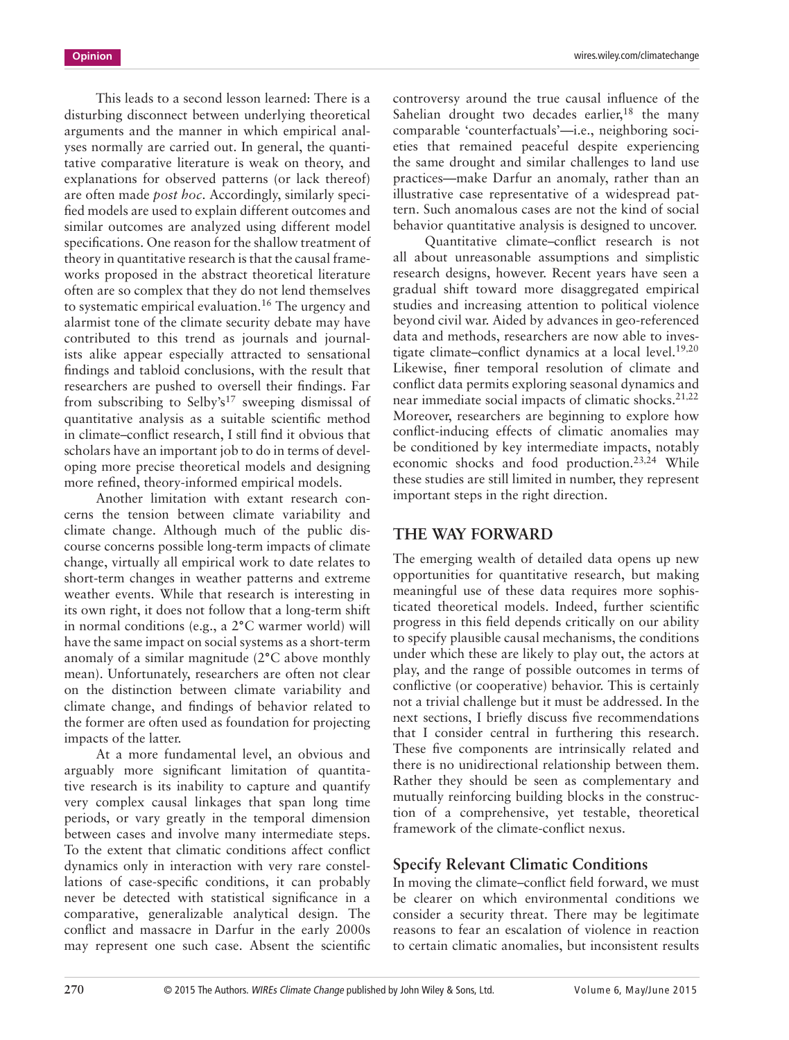This leads to a second lesson learned: There is a disturbing disconnect between underlying theoretical arguments and the manner in which empirical analyses normally are carried out. In general, the quantitative comparative literature is weak on theory, and explanations for observed patterns (or lack thereof) are often made *post hoc*. Accordingly, similarly specified models are used to explain different outcomes and similar outcomes are analyzed using different model specifications. One reason for the shallow treatment of theory in quantitative research is that the causal frameworks proposed in the abstract theoretical literature often are so complex that they do not lend themselves to systematic empirical evaluation.[16] The urgency and alarmist tone of the climate security debate may have contributed to this trend as journals and journalists alike appear especially attracted to sensational findings and tabloid conclusions, with the result that researchers are pushed to oversell their findings. Far from subscribing to Selby's[17] sweeping dismissal of quantitative analysis as a suitable scientific method in climate–conflict research, I still find it obvious that scholars have an important job to do in terms of developing more precise theoretical models and designing more refined, theory-informed empirical models.

Another limitation with extant research concerns the tension between climate variability and climate change. Although much of the public discourse concerns possible long-term impacts of climate change, virtually all empirical work to date relates to short-term changes in weather patterns and extreme weather events. While that research is interesting in its own right, it does not follow that a long-term shift in normal conditions (e.g., a 2°C warmer world) will have the same impact on social systems as a short-term anomaly of a similar magnitude (2°C above monthly mean). Unfortunately, researchers are often not clear on the distinction between climate variability and climate change, and findings of behavior related to the former are often used as foundation for projecting impacts of the latter.

At a more fundamental level, an obvious and arguably more significant limitation of quantitative research is its inability to capture and quantify very complex causal linkages that span long time periods, or vary greatly in the temporal dimension between cases and involve many intermediate steps. To the extent that climatic conditions affect conflict dynamics only in interaction with very rare constellations of case-specific conditions, it can probably never be detected with statistical significance in a comparative, generalizable analytical design. The conflict and massacre in Darfur in the early 2000s may represent one such case. Absent the scientific controversy around the true causal influence of the Sahelian drought two decades earlier,[18] the many comparable 'counterfactuals'—i.e., neighboring societies that remained peaceful despite experiencing the same drought and similar challenges to land use practices—make Darfur an anomaly, rather than an illustrative case representative of a widespread pattern. Such anomalous cases are not the kind of social behavior quantitative analysis is designed to uncover.

Quantitative climate–conflict research is not all about unreasonable assumptions and simplistic research designs, however. Recent years have seen a gradual shift toward more disaggregated empirical studies and increasing attention to political violence beyond civil war. Aided by advances in geo-referenced data and methods, researchers are now able to investigate climate–conflict dynamics at a local level.[19,20] Likewise, finer temporal resolution of climate and conflict data permits exploring seasonal dynamics and near immediate social impacts of climatic shocks.[21,22] Moreover, researchers are beginning to explore how conflict-inducing effects of climatic anomalies may be conditioned by key intermediate impacts, notably economic shocks and food production.[23,24] While these studies are still limited in number, they represent important steps in the right direction.

## THE WAY FORWARD

The emerging wealth of detailed data opens up new opportunities for quantitative research, but making meaningful use of these data requires more sophisticated theoretical models. Indeed, further scientific progress in this field depends critically on our ability to specify plausible causal mechanisms, the conditions under which these are likely to play out, the actors at play, and the range of possible outcomes in terms of conflictive (or cooperative) behavior. This is certainly not a trivial challenge but it must be addressed. In the next sections, I briefly discuss five recommendations that I consider central in furthering this research. These five components are intrinsically related and there is no unidirectional relationship between them. Rather they should be seen as complementary and mutually reinforcing building blocks in the construction of a comprehensive, yet testable, theoretical framework of the climate-conflict nexus.

### Specify Relevant Climatic Conditions

In moving the climate–conflict field forward, we must be clearer on which environmental conditions we consider a security threat. There may be legitimate reasons to fear an escalation of violence in reaction to certain climatic anomalies, but inconsistent results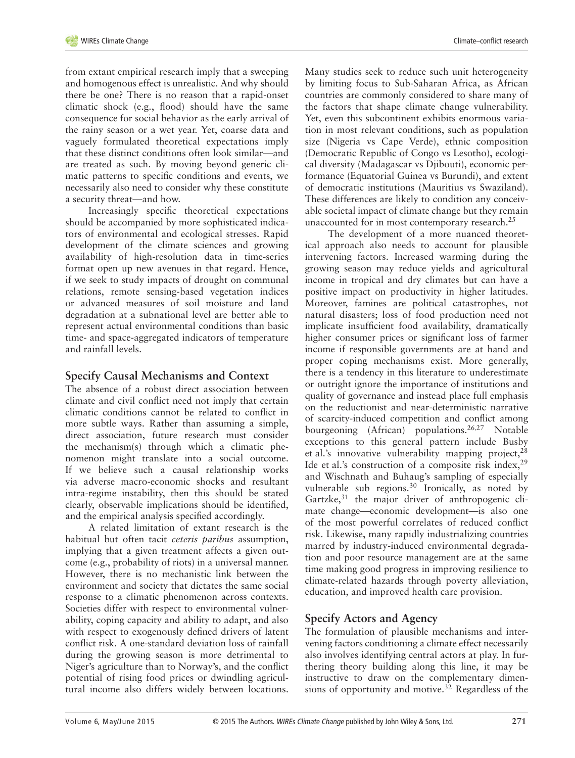from extant empirical research imply that a sweeping and homogenous effect is unrealistic. And why should there be one? There is no reason that a rapid-onset climatic shock (e.g., flood) should have the same consequence for social behavior as the early arrival of the rainy season or a wet year. Yet, coarse data and vaguely formulated theoretical expectations imply that these distinct conditions often look similar—and are treated as such. By moving beyond generic climatic patterns to specific conditions and events, we necessarily also need to consider why these constitute a security threat—and how.

Increasingly specific theoretical expectations should be accompanied by more sophisticated indicators of environmental and ecological stresses. Rapid development of the climate sciences and growing availability of high-resolution data in time-series format open up new avenues in that regard. Hence, if we seek to study impacts of drought on communal relations, remote sensing-based vegetation indices or advanced measures of soil moisture and land degradation at a subnational level are better able to represent actual environmental conditions than basic time- and space-aggregated indicators of temperature and rainfall levels.

## Specify Causal Mechanisms and Context

The absence of a robust direct association between climate and civil conflict need not imply that certain climatic conditions cannot be related to conflict in more subtle ways. Rather than assuming a simple, direct association, future research must consider the mechanism(s) through which a climatic phenomenon might translate into a social outcome. If we believe such a causal relationship works via adverse macro-economic shocks and resultant intra-regime instability, then this should be stated clearly, observable implications should be identified, and the empirical analysis specified accordingly.

A related limitation of extant research is the habitual but often tacit *ceteris paribus* assumption, implying that a given treatment affects a given outcome (e.g., probability of riots) in a universal manner. However, there is no mechanistic link between the environment and society that dictates the same social response to a climatic phenomenon across contexts. Societies differ with respect to environmental vulnerability, coping capacity and ability to adapt, and also with respect to exogenously defined drivers of latent conflict risk. A one-standard deviation loss of rainfall during the growing season is more detrimental to Niger's agriculture than to Norway's, and the conflict potential of rising food prices or dwindling agricultural income also differs widely between locations. Many studies seek to reduce such unit heterogeneity by limiting focus to Sub-Saharan Africa, as African countries are commonly considered to share many of the factors that shape climate change vulnerability. Yet, even this subcontinent exhibits enormous variation in most relevant conditions, such as population size (Nigeria vs Cape Verde), ethnic composition (Democratic Republic of Congo vs Lesotho), ecological diversity (Madagascar vs Djibouti), economic performance (Equatorial Guinea vs Burundi), and extent of democratic institutions (Mauritius vs Swaziland). These differences are likely to condition any conceivable societal impact of climate change but they remain unaccounted for in most contemporary research.[25]

The development of a more nuanced theoretical approach also needs to account for plausible intervening factors. Increased warming during the growing season may reduce yields and agricultural income in tropical and dry climates but can have a positive impact on productivity in higher latitudes. Moreover, famines are political catastrophes, not natural disasters; loss of food production need not implicate insufficient food availability, dramatically higher consumer prices or significant loss of farmer income if responsible governments are at hand and proper coping mechanisms exist. More generally, there is a tendency in this literature to underestimate or outright ignore the importance of institutions and quality of governance and instead place full emphasis on the reductionist and near-deterministic narrative of scarcity-induced competition and conflict among bourgeoning (African) populations.[26,27] Notable exceptions to this general pattern include Busby et al.'s innovative vulnerability mapping project,[28] Ide et al.'s construction of a composite risk index,[29] and Wischnath and Buhaug's sampling of especially vulnerable sub regions.[30] Ironically, as noted by Gartzke,[31] the major driver of anthropogenic climate change—economic development—is also one of the most powerful correlates of reduced conflict risk. Likewise, many rapidly industrializing countries marred by industry-induced environmental degradation and poor resource management are at the same time making good progress in improving resilience to climate-related hazards through poverty alleviation, education, and improved health care provision.

## Specify Actors and Agency

The formulation of plausible mechanisms and intervening factors conditioning a climate effect necessarily also involves identifying central actors at play. In furthering theory building along this line, it may be instructive to draw on the complementary dimensions of opportunity and motive.[32] Regardless of the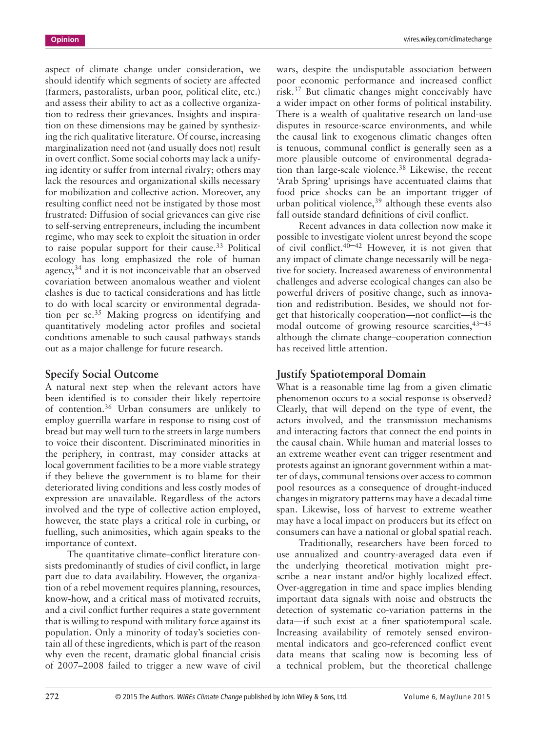aspect of climate change under consideration, we should identify which segments of society are affected (farmers, pastoralists, urban poor, political elite, etc.) and assess their ability to act as a collective organization to redress their grievances. Insights and inspiration on these dimensions may be gained by synthesizing the rich qualitative literature. Of course, increasing marginalization need not (and usually does not) result in overt conflict. Some social cohorts may lack a unifying identity or suffer from internal rivalry; others may lack the resources and organizational skills necessary for mobilization and collective action. Moreover, any resulting conflict need not be instigated by those most frustrated: Diffusion of social grievances can give rise to self-serving entrepreneurs, including the incumbent regime, who may seek to exploit the situation in order to raise popular support for their cause.[33] Political ecology has long emphasized the role of human agency,[34] and it is not inconceivable that an observed covariation between anomalous weather and violent clashes is due to tactical considerations and has little to do with local scarcity or environmental degradation per se.[35] Making progress on identifying and quantitatively modeling actor profiles and societal conditions amenable to such causal pathways stands out as a major challenge for future research.

## Specify Social Outcome

A natural next step when the relevant actors have been identified is to consider their likely repertoire of contention.[36] Urban consumers are unlikely to employ guerrilla warfare in response to rising cost of bread but may well turn to the streets in large numbers to voice their discontent. Discriminated minorities in the periphery, in contrast, may consider attacks at local government facilities to be a more viable strategy if they believe the government is to blame for their deteriorated living conditions and less costly modes of expression are unavailable. Regardless of the actors involved and the type of collective action employed, however, the state plays a critical role in curbing, or fuelling, such animosities, which again speaks to the importance of context.

The quantitative climate–conflict literature consists predominantly of studies of civil conflict, in large part due to data availability. However, the organization of a rebel movement requires planning, resources, know-how, and a critical mass of motivated recruits, and a civil conflict further requires a state government that is willing to respond with military force against its population. Only a minority of today's societies contain all of these ingredients, which is part of the reason why even the recent, dramatic global financial crisis of 2007–2008 failed to trigger a new wave of civil wars, despite the undisputable association between poor economic performance and increased conflict risk.[37] But climatic changes might conceivably have a wider impact on other forms of political instability. There is a wealth of qualitative research on land-use disputes in resource-scarce environments, and while the causal link to exogenous climatic changes often is tenuous, communal conflict is generally seen as a more plausible outcome of environmental degradation than large-scale violence.[38] Likewise, the recent 'Arab Spring' uprisings have accentuated claims that food price shocks can be an important trigger of urban political violence,[39] although these events also fall outside standard definitions of civil conflict.

Recent advances in data collection now make it possible to investigate violent unrest beyond the scope of civil conflict.[40–42] However, it is not given that any impact of climate change necessarily will be negative for society. Increased awareness of environmental challenges and adverse ecological changes can also be powerful drivers of positive change, such as innovation and redistribution. Besides, we should not forget that historically cooperation—not conflict—is the modal outcome of growing resource scarcities,[43–45] although the climate change–cooperation connection has received little attention.

## Justify Spatiotemporal Domain

What is a reasonable time lag from a given climatic phenomenon occurs to a social response is observed? Clearly, that will depend on the type of event, the actors involved, and the transmission mechanisms and interacting factors that connect the end points in the causal chain. While human and material losses to an extreme weather event can trigger resentment and protests against an ignorant government within a matter of days, communal tensions over access to common pool resources as a consequence of drought-induced changes in migratory patterns may have a decadal time span. Likewise, loss of harvest to extreme weather may have a local impact on producers but its effect on consumers can have a national or global spatial reach.

Traditionally, researchers have been forced to use annualized and country-averaged data even if the underlying theoretical motivation might prescribe a near instant and/or highly localized effect. Over-aggregation in time and space implies blending important data signals with noise and obstructs the detection of systematic co-variation patterns in the data—if such exist at a finer spatiotemporal scale. Increasing availability of remotely sensed environmental indicators and geo-referenced conflict event data means that scaling now is becoming less of a technical problem, but the theoretical challenge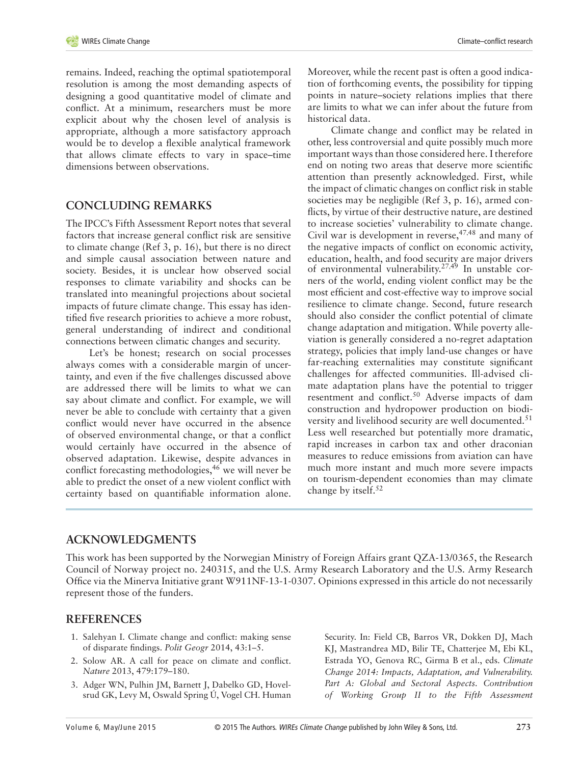remains. Indeed, reaching the optimal spatiotemporal resolution is among the most demanding aspects of designing a good quantitative model of climate and conflict. At a minimum, researchers must be more explicit about why the chosen level of analysis is appropriate, although a more satisfactory approach would be to develop a flexible analytical framework that allows climate effects to vary in space–time dimensions between observations.

## CONCLUDING REMARKS

The IPCC's Fifth Assessment Report notes that several factors that increase general conflict risk are sensitive to climate change (Ref 3, p. 16), but there is no direct and simple causal association between nature and society. Besides, it is unclear how observed social responses to climate variability and shocks can be translated into meaningful projections about societal impacts of future climate change. This essay has identified five research priorities to achieve a more robust, general understanding of indirect and conditional connections between climatic changes and security.

Let's be honest; research on social processes always comes with a considerable margin of uncertainty, and even if the five challenges discussed above are addressed there will be limits to what we can say about climate and conflict. For example, we will never be able to conclude with certainty that a given conflict would never have occurred in the absence of observed environmental change, or that a conflict would certainly have occurred in the absence of observed adaptation. Likewise, despite advances in conflict forecasting methodologies,[46] we will never be able to predict the onset of a new violent conflict with certainty based on quantifiable information alone. Moreover, while the recent past is often a good indication of forthcoming events, the possibility for tipping points in nature–society relations implies that there are limits to what we can infer about the future from historical data.

Climate change and conflict may be related in other, less controversial and quite possibly much more important ways than those considered here. I therefore end on noting two areas that deserve more scientific attention than presently acknowledged. First, while the impact of climatic changes on conflict risk in stable societies may be negligible (Ref 3, p. 16), armed conflicts, by virtue of their destructive nature, are destined to increase societies' vulnerability to climate change. Civil war is development in reverse,[47,48] and many of the negative impacts of conflict on economic activity, education, health, and food security are major drivers of environmental vulnerability.[27,49] In unstable corners of the world, ending violent conflict may be the most efficient and cost-effective way to improve social resilience to climate change. Second, future research should also consider the conflict potential of climate change adaptation and mitigation. While poverty alleviation is generally considered a no-regret adaptation strategy, policies that imply land-use changes or have far-reaching externalities may constitute significant challenges for affected communities. Ill-advised climate adaptation plans have the potential to trigger resentment and conflict.[50] Adverse impacts of dam construction and hydropower production on biodiversity and livelihood security are well documented.[51] Less well researched but potentially more dramatic, rapid increases in carbon tax and other draconian measures to reduce emissions from aviation can have much more instant and much more severe impacts on tourism-dependent economies than may climate change by itself.[52]

## ACKNOWLEDGMENTS

This work has been supported by the Norwegian Ministry of Foreign Affairs grant QZA-13/0365, the Research Council of Norway project no. 240315, and the U.S. Army Research Laboratory and the U.S. Army Research Office via the Minerva Initiative grant W911NF-13-1-0307. Opinions expressed in this article do not necessarily represent those of the funders.

## REFERENCES

1. Salehyan I. Climate change and conflict: making sense of disparate findings. *Polit Geogr* 2014, 43:1–5.
2. Solow AR. A call for peace on climate and conflict. *Nature* 2013, 479:179–180.
3. Adger WN, Pulhin JM, Barnett J, Dabelko GD, Hovelsrud GK, Levy M, Oswald Spring Ú, Vogel CH. Human Security. In: Field CB, Barros VR, Dokken DJ, Mach KJ, Mastrandrea MD, Bilir TE, Chatterjee M, Ebi KL, Estrada YO, Genova RC, Girma B et al., eds. *Climate Change 2014: Impacts, Adaptation, and Vulnerability. Part A: Global and Sectoral Aspects. Contribution of Working Group II to the Fifth Assessment*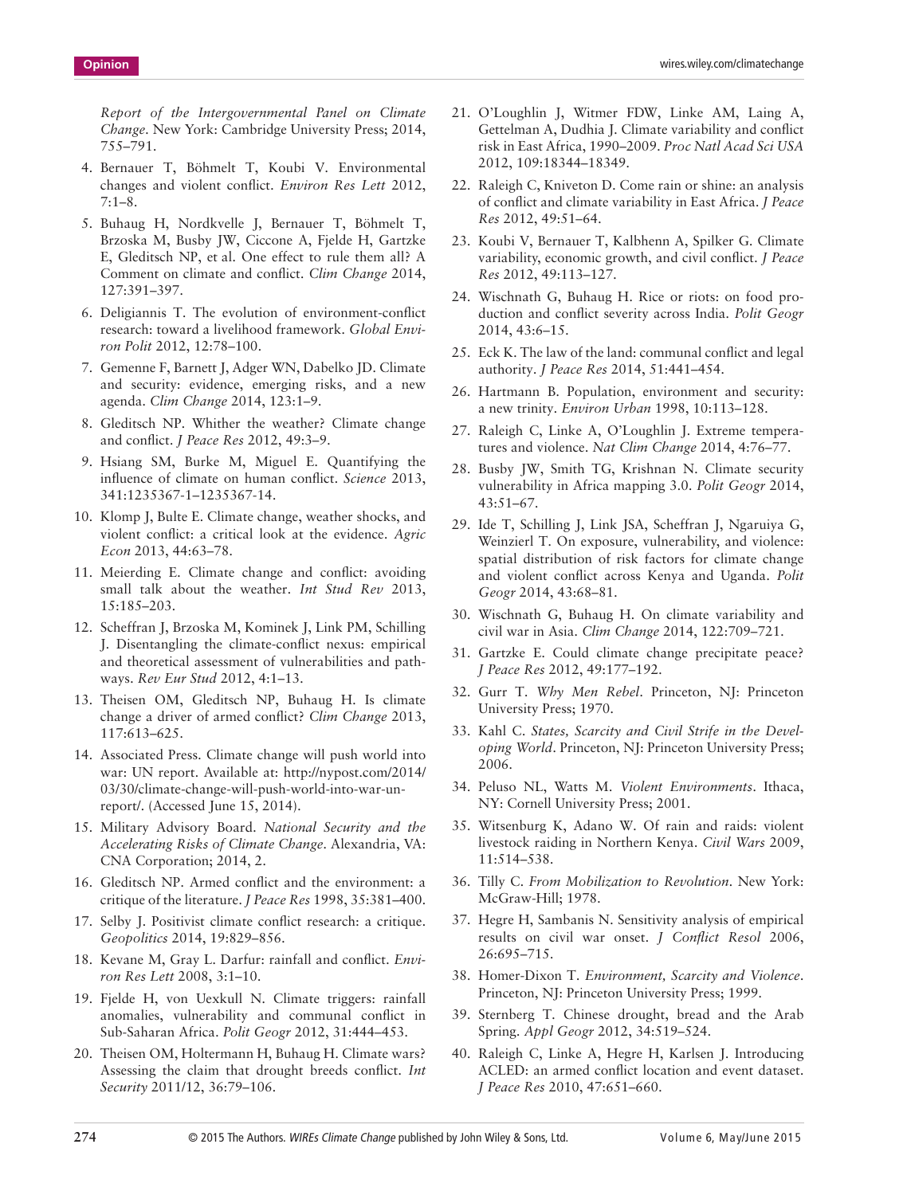*Report of the Intergovernmental Panel on Climate Change*. New York: Cambridge University Press; 2014, 755–791.

4. Bernauer T, Böhmelt T, Koubi V. Environmental changes and violent conflict. *Environ Res Lett* 2012, 7:1–8.
5. Buhaug H, Nordkvelle J, Bernauer T, Böhmelt T, Brzoska M, Busby JW, Ciccone A, Fjelde H, Gartzke E, Gleditsch NP, et al. One effect to rule them all? A Comment on climate and conflict. *Clim Change* 2014, 127:391–397.
6. Deligiannis T. The evolution of environment-conflict research: toward a livelihood framework. *Global Environ Polit* 2012, 12:78–100.
7. Gemenne F, Barnett J, Adger WN, Dabelko JD. Climate and security: evidence, emerging risks, and a new agenda. *Clim Change* 2014, 123:1–9.
8. Gleditsch NP. Whither the weather? Climate change and conflict. *J Peace Res* 2012, 49:3–9.
9. Hsiang SM, Burke M, Miguel E. Quantifying the influence of climate on human conflict. *Science* 2013, 341:1235367-1–1235367-14.
10. Klomp J, Bulte E. Climate change, weather shocks, and violent conflict: a critical look at the evidence. *Agric Econ* 2013, 44:63–78.
11. Meierding E. Climate change and conflict: avoiding small talk about the weather. *Int Stud Rev* 2013, 15:185–203.
12. Scheffran J, Brzoska M, Kominek J, Link PM, Schilling J. Disentangling the climate-conflict nexus: empirical and theoretical assessment of vulnerabilities and pathways. *Rev Eur Stud* 2012, 4:1–13.
13. Theisen OM, Gleditsch NP, Buhaug H. Is climate change a driver of armed conflict? *Clim Change* 2013, 117:613–625.
14. Associated Press. Climate change will push world into war: UN report. Available at: http://nypost.com/2014/03/30/climate-change-will-push-world-into-war-un-report/. (Accessed June 15, 2014).
15. Military Advisory Board. *National Security and the Accelerating Risks of Climate Change*. Alexandria, VA: CNA Corporation; 2014, 2.
16. Gleditsch NP. Armed conflict and the environment: a critique of the literature. *J Peace Res* 1998, 35:381–400.
17. Selby J. Positivist climate conflict research: a critique. *Geopolitics* 2014, 19:829–856.
18. Kevane M, Gray L. Darfur: rainfall and conflict. *Environ Res Lett* 2008, 3:1–10.
19. Fjelde H, von Uexkull N. Climate triggers: rainfall anomalies, vulnerability and communal conflict in Sub-Saharan Africa. *Polit Geogr* 2012, 31:444–453.
20. Theisen OM, Holtermann H, Buhaug H. Climate wars? Assessing the claim that drought breeds conflict. *Int Security* 2011/12, 36:79–106.
21. O'Loughlin J, Witmer FDW, Linke AM, Laing A, Gettelman A, Dudhia J. Climate variability and conflict risk in East Africa, 1990–2009. *Proc Natl Acad Sci USA* 2012, 109:18344–18349.
22. Raleigh C, Kniveton D. Come rain or shine: an analysis of conflict and climate variability in East Africa. *J Peace Res* 2012, 49:51–64.
23. Koubi V, Bernauer T, Kalbhenn A, Spilker G. Climate variability, economic growth, and civil conflict. *J Peace Res* 2012, 49:113–127.
24. Wischnath G, Buhaug H. Rice or riots: on food production and conflict severity across India. *Polit Geogr* 2014, 43:6–15.
25. Eck K. The law of the land: communal conflict and legal authority. *J Peace Res* 2014, 51:441–454.
26. Hartmann B. Population, environment and security: a new trinity. *Environ Urban* 1998, 10:113–128.
27. Raleigh C, Linke A, O'Loughlin J. Extreme temperatures and violence. *Nat Clim Change* 2014, 4:76–77.
28. Busby JW, Smith TG, Krishnan N. Climate security vulnerability in Africa mapping 3.0. *Polit Geogr* 2014, 43:51–67.
29. Ide T, Schilling J, Link JSA, Scheffran J, Ngaruiya G, Weinzierl T. On exposure, vulnerability, and violence: spatial distribution of risk factors for climate change and violent conflict across Kenya and Uganda. *Polit Geogr* 2014, 43:68–81.
30. Wischnath G, Buhaug H. On climate variability and civil war in Asia. *Clim Change* 2014, 122:709–721.
31. Gartzke E. Could climate change precipitate peace? *J Peace Res* 2012, 49:177–192.
32. Gurr T. *Why Men Rebel*. Princeton, NJ: Princeton University Press; 1970.
33. Kahl C. *States, Scarcity and Civil Strife in the Developing World*. Princeton, NJ: Princeton University Press; 2006.
34. Peluso NL, Watts M. *Violent Environments*. Ithaca, NY: Cornell University Press; 2001.
35. Witsenburg K, Adano W. Of rain and raids: violent livestock raiding in Northern Kenya. *Civil Wars* 2009, 11:514–538.
36. Tilly C. *From Mobilization to Revolution*. New York: McGraw-Hill; 1978.
37. Hegre H, Sambanis N. Sensitivity analysis of empirical results on civil war onset. *J Conflict Resol* 2006, 26:695–715.
38. Homer-Dixon T. *Environment, Scarcity and Violence*. Princeton, NJ: Princeton University Press; 1999.
39. Sternberg T. Chinese drought, bread and the Arab Spring. *Appl Geogr* 2012, 34:519–524.
40. Raleigh C, Linke A, Hegre H, Karlsen J. Introducing ACLED: an armed conflict location and event dataset. *J Peace Res* 2010, 47:651–660.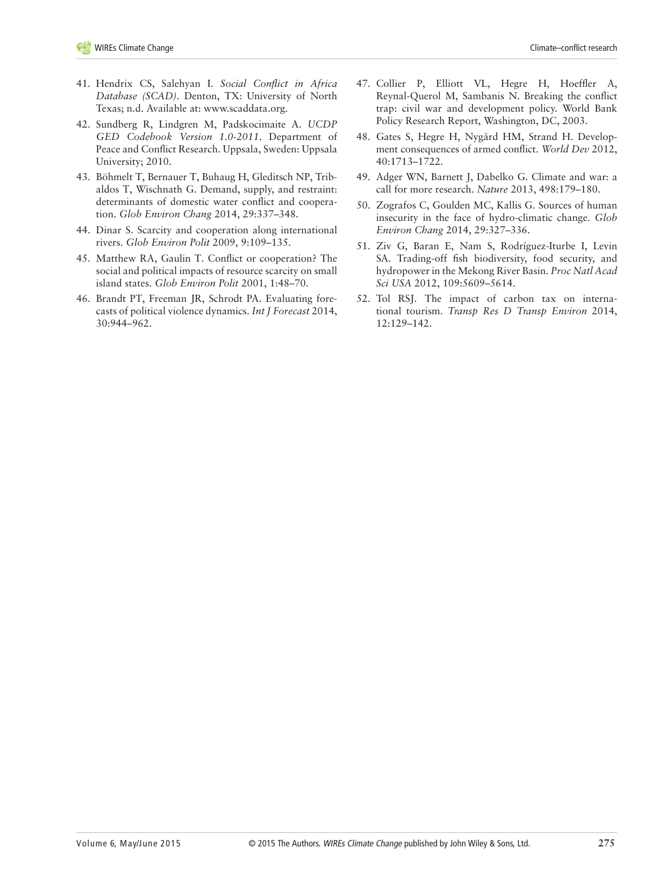41. Hendrix CS, Salehyan I. *Social Conflict in Africa Database (SCAD)*. Denton, TX: University of North Texas; n.d. Available at: www.scaddata.org.
42. Sundberg R, Lindgren M, Padskocimaite A. *UCDP GED Codebook Version 1.0-2011*. Department of Peace and Conflict Research. Uppsala, Sweden: Uppsala University; 2010.
43. Böhmelt T, Bernauer T, Buhaug H, Gleditsch NP, Tribaldos T, Wischnath G. Demand, supply, and restraint: determinants of domestic water conflict and cooperation. *Glob Environ Chang* 2014, 29:337–348.
44. Dinar S. Scarcity and cooperation along international rivers. *Glob Environ Polit* 2009, 9:109–135.
45. Matthew RA, Gaulin T. Conflict or cooperation? The social and political impacts of resource scarcity on small island states. *Glob Environ Polit* 2001, 1:48–70.
46. Brandt PT, Freeman JR, Schrodt PA. Evaluating forecasts of political violence dynamics. *Int J Forecast* 2014, 30:944–962.
47. Collier P, Elliott VL, Hegre H, Hoeffler A, Reynal-Querol M, Sambanis N. Breaking the conflict trap: civil war and development policy. World Bank Policy Research Report, Washington, DC, 2003.
48. Gates S, Hegre H, Nygård HM, Strand H. Development consequences of armed conflict. *World Dev* 2012, 40:1713–1722.
49. Adger WN, Barnett J, Dabelko G. Climate and war: a call for more research. *Nature* 2013, 498:179–180.
50. Zografos C, Goulden MC, Kallis G. Sources of human insecurity in the face of hydro-climatic change. *Glob Environ Chang* 2014, 29:327–336.
51. Ziv G, Baran E, Nam S, Rodríguez-Iturbe I, Levin SA. Trading-off fish biodiversity, food security, and hydropower in the Mekong River Basin. *Proc Natl Acad Sci USA* 2012, 109:5609–5614.
52. Tol RSJ. The impact of carbon tax on international tourism. *Transp Res D Transp Environ* 2014, 12:129–142.